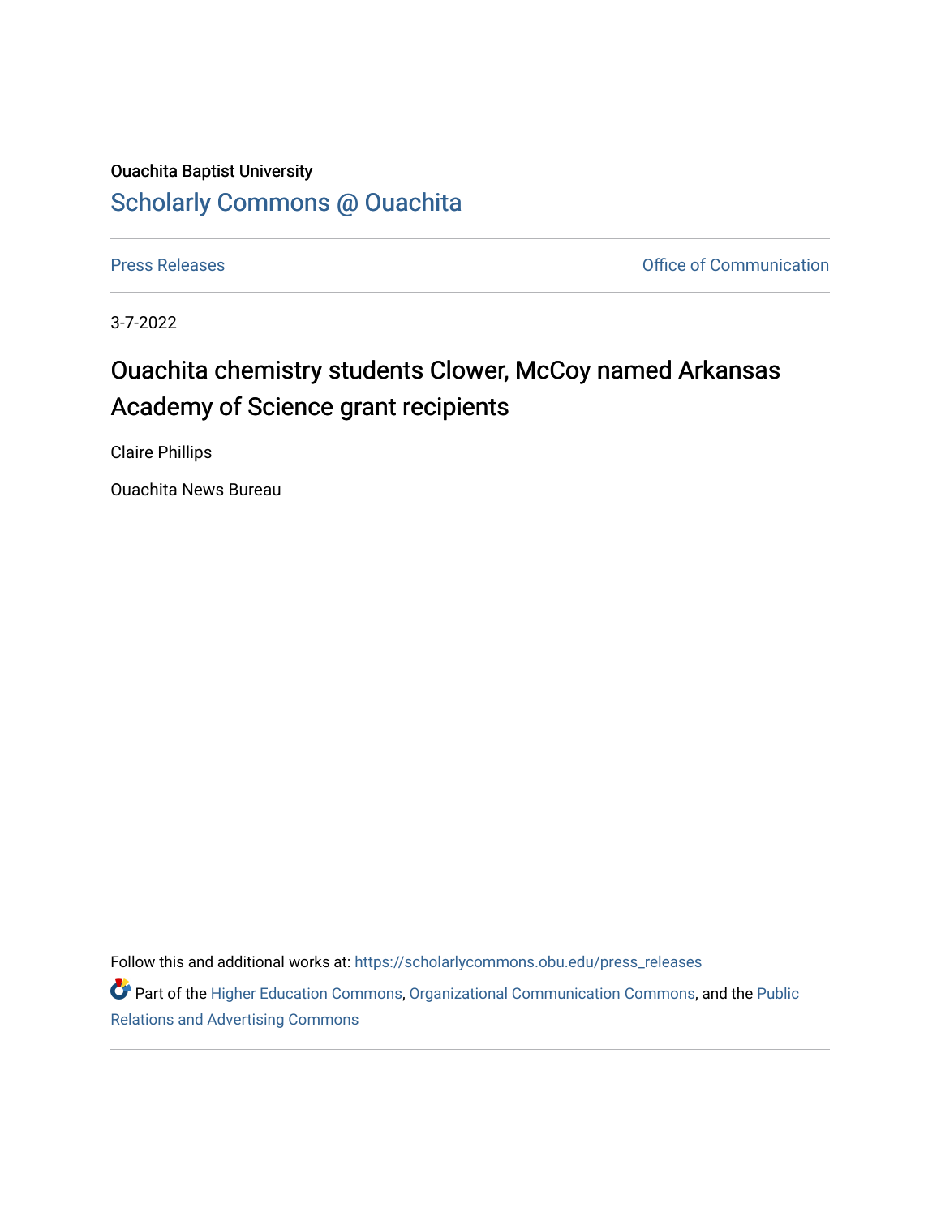Ouachita Baptist University

## Scholarly Commons @ Ouachita

Press Releases

Office of Communication

3-7-2022

# Ouachita chemistry students Clower, McCoy named Arkansas Academy of Science grant recipients

Claire Phillips

Ouachita News Bureau

Follow this and additional works at: https://scholarlycommons.obu.edu/press_releases

Part of the Higher Education Commons, Organizational Communication Commons, and the Public Relations and Advertising Commons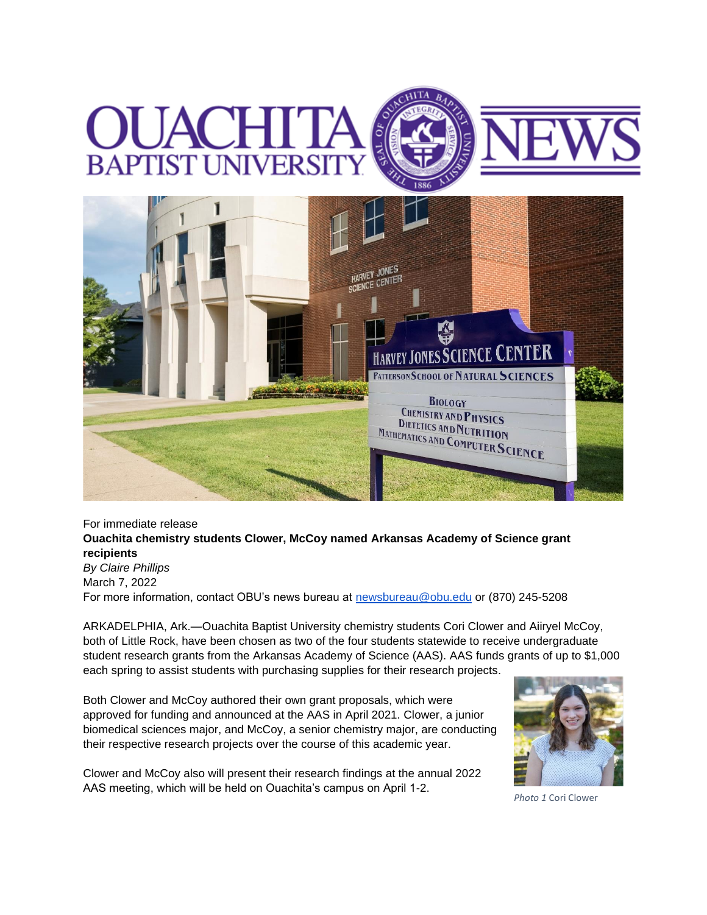For immediate release

**Ouachita chemistry students Clower, McCoy named Arkansas Academy of Science grant recipients**

*By Claire Phillips*

March 7, 2022

For more information, contact OBU's news bureau at newsbureau@obu.edu or (870) 245-5208

ARKADELPHIA, Ark.—Ouachita Baptist University chemistry students Cori Clower and Aiiryel McCoy, both of Little Rock, have been chosen as two of the four students statewide to receive undergraduate student research grants from the Arkansas Academy of Science (AAS). AAS funds grants of up to $1,000 each spring to assist students with purchasing supplies for their research projects.

Both Clower and McCoy authored their own grant proposals, which were approved for funding and announced at the AAS in April 2021. Clower, a junior biomedical sciences major, and McCoy, a senior chemistry major, are conducting their respective research projects over the course of this academic year.

Clower and McCoy also will present their research findings at the annual 2022 AAS meeting, which will be held on Ouachita's campus on April 1-2.

*Photo 1* Cori Clower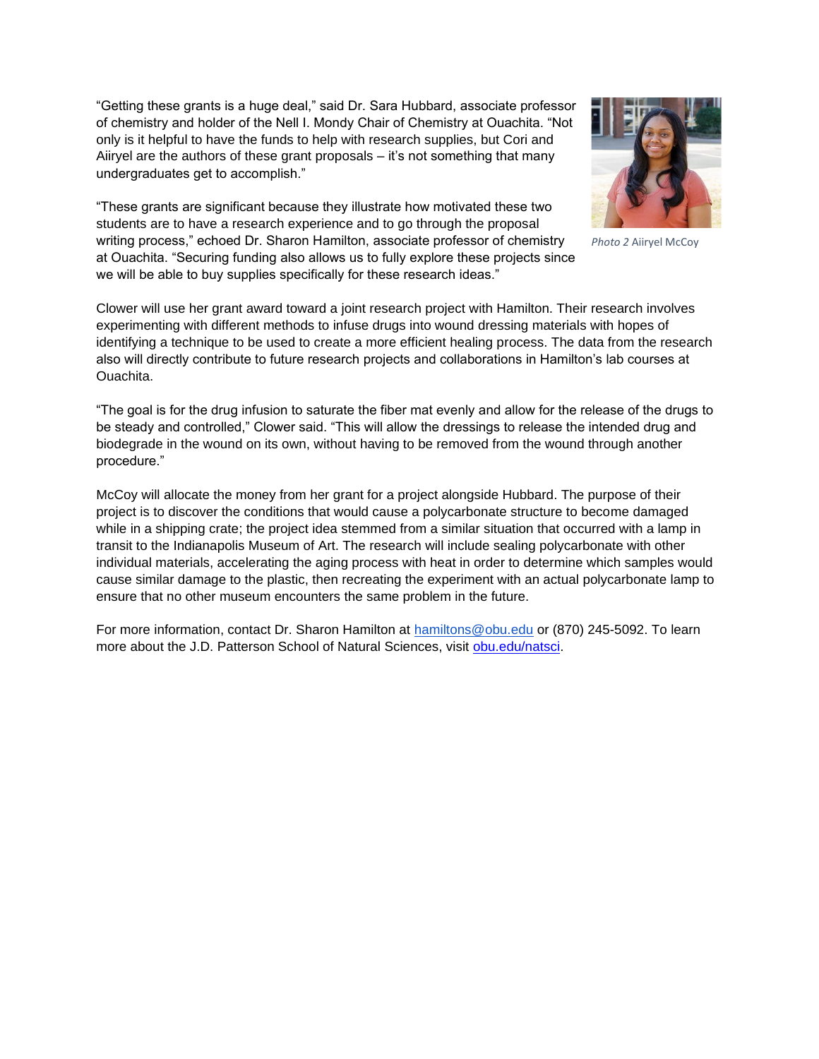"Getting these grants is a huge deal," said Dr. Sara Hubbard, associate professor of chemistry and holder of the Nell I. Mondy Chair of Chemistry at Ouachita. "Not only is it helpful to have the funds to help with research supplies, but Cori and Aiiryel are the authors of these grant proposals – it's not something that many undergraduates get to accomplish."

*Photo 2* Aiiryel McCoy

"These grants are significant because they illustrate how motivated these two students are to have a research experience and to go through the proposal writing process," echoed Dr. Sharon Hamilton, associate professor of chemistry at Ouachita. "Securing funding also allows us to fully explore these projects since we will be able to buy supplies specifically for these research ideas."

Clower will use her grant award toward a joint research project with Hamilton. Their research involves experimenting with different methods to infuse drugs into wound dressing materials with hopes of identifying a technique to be used to create a more efficient healing process. The data from the research also will directly contribute to future research projects and collaborations in Hamilton's lab courses at Ouachita.

"The goal is for the drug infusion to saturate the fiber mat evenly and allow for the release of the drugs to be steady and controlled," Clower said. "This will allow the dressings to release the intended drug and biodegrade in the wound on its own, without having to be removed from the wound through another procedure."

McCoy will allocate the money from her grant for a project alongside Hubbard. The purpose of their project is to discover the conditions that would cause a polycarbonate structure to become damaged while in a shipping crate; the project idea stemmed from a similar situation that occurred with a lamp in transit to the Indianapolis Museum of Art. The research will include sealing polycarbonate with other individual materials, accelerating the aging process with heat in order to determine which samples would cause similar damage to the plastic, then recreating the experiment with an actual polycarbonate lamp to ensure that no other museum encounters the same problem in the future.

For more information, contact Dr. Sharon Hamilton at hamiltons@obu.edu or (870) 245-5092. To learn more about the J.D. Patterson School of Natural Sciences, visit obu.edu/natsci.